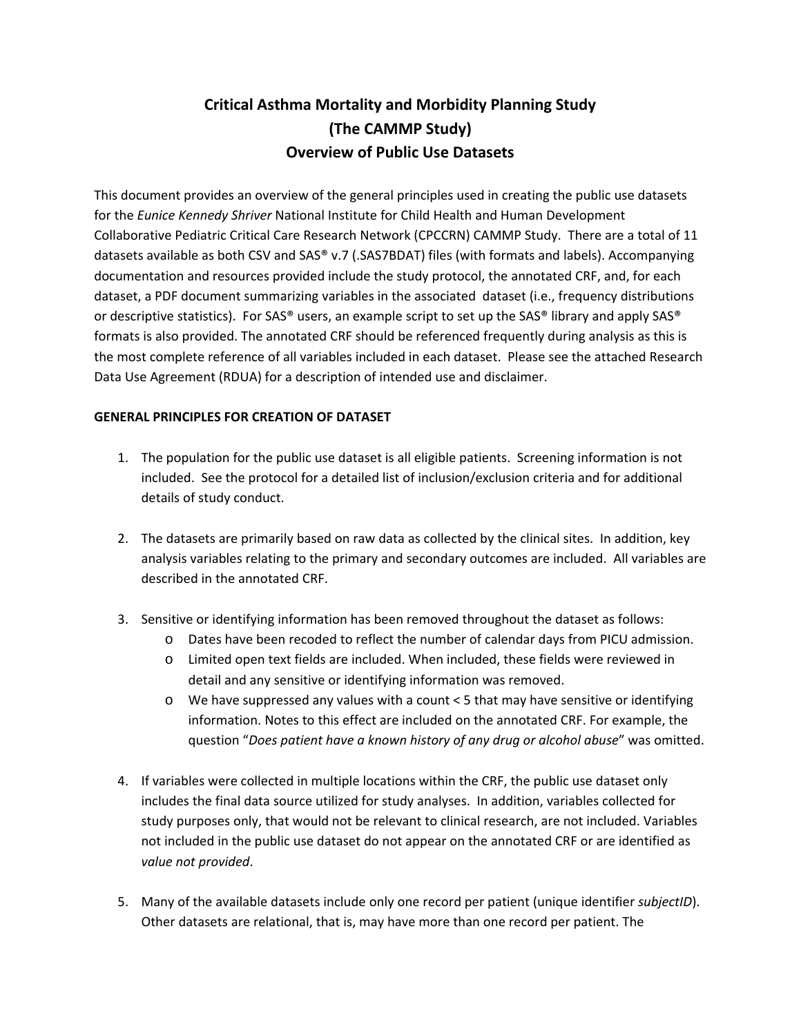# Critical Asthma Mortality and Morbidity Planning Study
# (The CAMMP Study)
# Overview of Public Use Datasets

This document provides an overview of the general principles used in creating the public use datasets for the *Eunice Kennedy Shriver* National Institute for Child Health and Human Development Collaborative Pediatric Critical Care Research Network (CPCCRN) CAMMP Study. There are a total of 11 datasets available as both CSV and SAS® v.7 (.SAS7BDAT) files (with formats and labels). Accompanying documentation and resources provided include the study protocol, the annotated CRF, and, for each dataset, a PDF document summarizing variables in the associated dataset (i.e., frequency distributions or descriptive statistics). For SAS® users, an example script to set up the SAS® library and apply SAS® formats is also provided. The annotated CRF should be referenced frequently during analysis as this is the most complete reference of all variables included in each dataset. Please see the attached Research Data Use Agreement (RDUA) for a description of intended use and disclaimer.

**GENERAL PRINCIPLES FOR CREATION OF DATASET**

1. The population for the public use dataset is all eligible patients. Screening information is not included. See the protocol for a detailed list of inclusion/exclusion criteria and for additional details of study conduct.

2. The datasets are primarily based on raw data as collected by the clinical sites. In addition, key analysis variables relating to the primary and secondary outcomes are included. All variables are described in the annotated CRF.

3. Sensitive or identifying information has been removed throughout the dataset as follows:
   - Dates have been recoded to reflect the number of calendar days from PICU admission.
   - Limited open text fields are included. When included, these fields were reviewed in detail and any sensitive or identifying information was removed.
   - We have suppressed any values with a count < 5 that may have sensitive or identifying information. Notes to this effect are included on the annotated CRF. For example, the question "*Does patient have a known history of any drug or alcohol abuse*" was omitted.

4. If variables were collected in multiple locations within the CRF, the public use dataset only includes the final data source utilized for study analyses. In addition, variables collected for study purposes only, that would not be relevant to clinical research, are not included. Variables not included in the public use dataset do not appear on the annotated CRF or are identified as *value not provided*.

5. Many of the available datasets include only one record per patient (unique identifier *subjectID*). Other datasets are relational, that is, may have more than one record per patient. The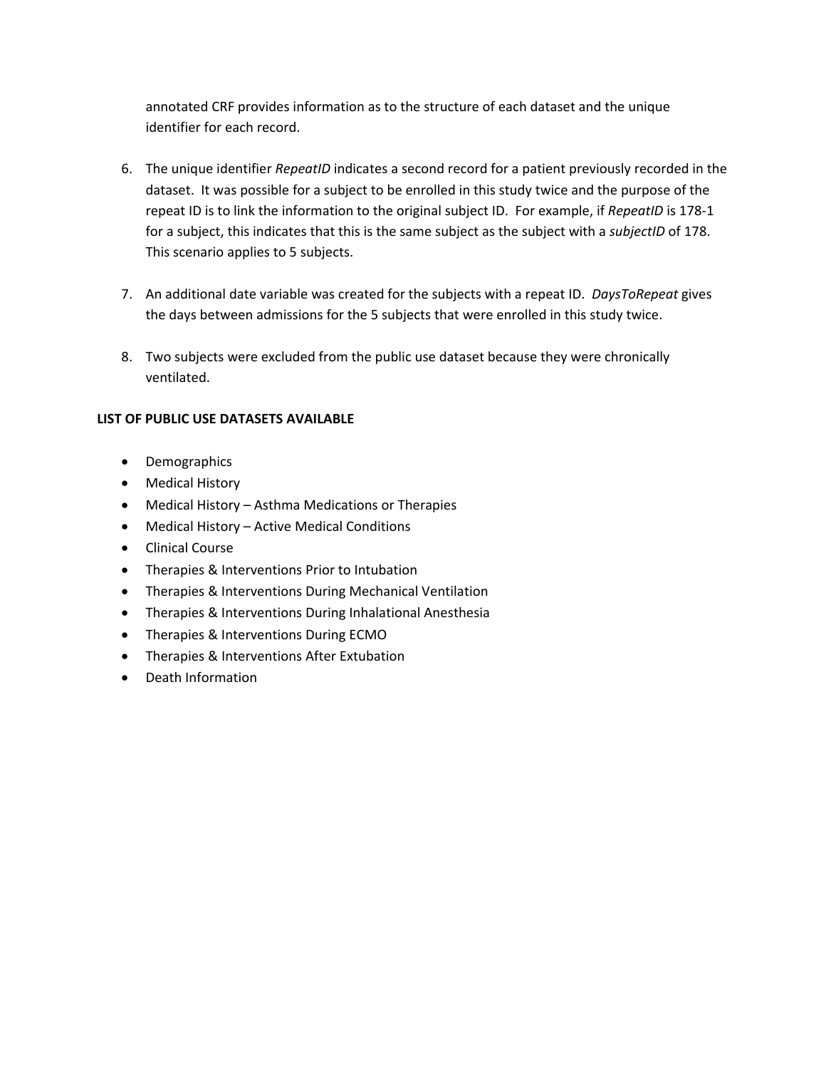annotated CRF provides information as to the structure of each dataset and the unique identifier for each record.

6. The unique identifier *RepeatID* indicates a second record for a patient previously recorded in the dataset. It was possible for a subject to be enrolled in this study twice and the purpose of the repeat ID is to link the information to the original subject ID. For example, if *RepeatID* is 178-1 for a subject, this indicates that this is the same subject as the subject with a *subjectID* of 178. This scenario applies to 5 subjects.

7. An additional date variable was created for the subjects with a repeat ID. *DaysToRepeat* gives the days between admissions for the 5 subjects that were enrolled in this study twice.

8. Two subjects were excluded from the public use dataset because they were chronically ventilated.

**LIST OF PUBLIC USE DATASETS AVAILABLE**

- Demographics
- Medical History
- Medical History – Asthma Medications or Therapies
- Medical History – Active Medical Conditions
- Clinical Course
- Therapies & Interventions Prior to Intubation
- Therapies & Interventions During Mechanical Ventilation
- Therapies & Interventions During Inhalational Anesthesia
- Therapies & Interventions During ECMO
- Therapies & Interventions After Extubation
- Death Information